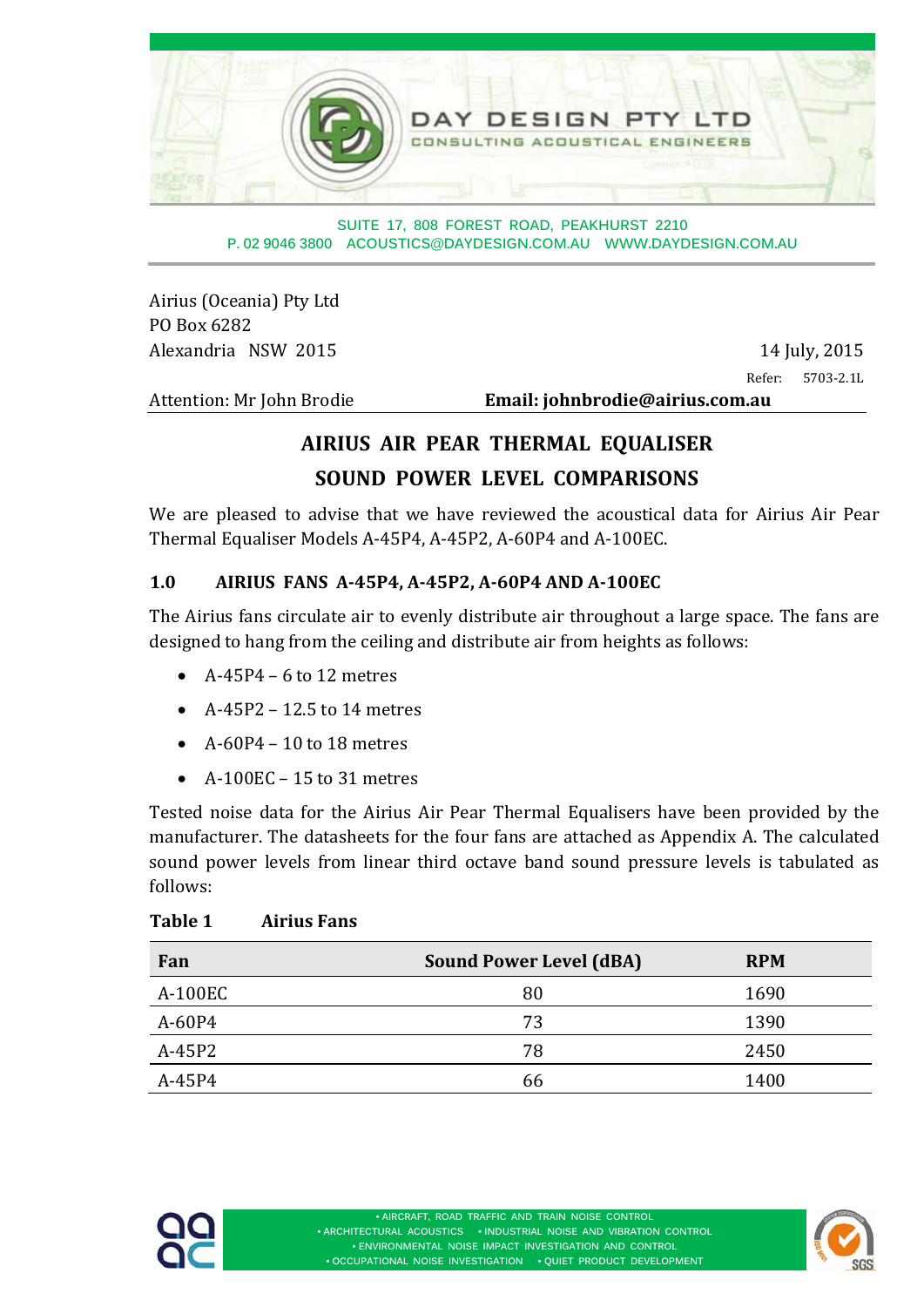**DAY DESIGN PTY LTD**
CONSULTING ACOUSTICAL ENGINEERS

SUITE 17, 808 FOREST ROAD, PEAKHURST 2210
P. 02 9046 3800 ACOUSTICS@DAYDESIGN.COM.AU WWW.DAYDESIGN.COM.AU

Airius (Oceania) Pty Ltd
PO Box 6282
Alexandria NSW 2015

14 July, 2015

Refer: 5703-2.1L

Attention: Mr John Brodie **Email: johnbrodie@airius.com.au**

# AIRIUS AIR PEAR THERMAL EQUALISER SOUND POWER LEVEL COMPARISONS

We are pleased to advise that we have reviewed the acoustical data for Airius Air Pear Thermal Equaliser Models A-45P4, A-45P2, A-60P4 and A-100EC.

## 1.0 AIRIUS FANS A-45P4, A-45P2, A-60P4 AND A-100EC

The Airius fans circulate air to evenly distribute air throughout a large space. The fans are designed to hang from the ceiling and distribute air from heights as follows:

- A-45P4 – 6 to 12 metres
- A-45P2 – 12.5 to 14 metres
- A-60P4 – 10 to 18 metres
- A-100EC – 15 to 31 metres

Tested noise data for the Airius Air Pear Thermal Equalisers have been provided by the manufacturer. The datasheets for the four fans are attached as Appendix A. The calculated sound power levels from linear third octave band sound pressure levels is tabulated as follows:

**Table 1 Airius Fans**

| Fan | Sound Power Level (dBA) | RPM |
|---|---|---|
| A-100EC | 80 | 1690 |
| A-60P4 | 73 | 1390 |
| A-45P2 | 78 | 2450 |
| A-45P4 | 66 | 1400 |

• AIRCRAFT, ROAD TRAFFIC AND TRAIN NOISE CONTROL
• ARCHITECTURAL ACOUSTICS • INDUSTRIAL NOISE AND VIBRATION CONTROL
• ENVIRONMENTAL NOISE IMPACT INVESTIGATION AND CONTROL
• OCCUPATIONAL NOISE INVESTIGATION • QUIET PRODUCT DEVELOPMENT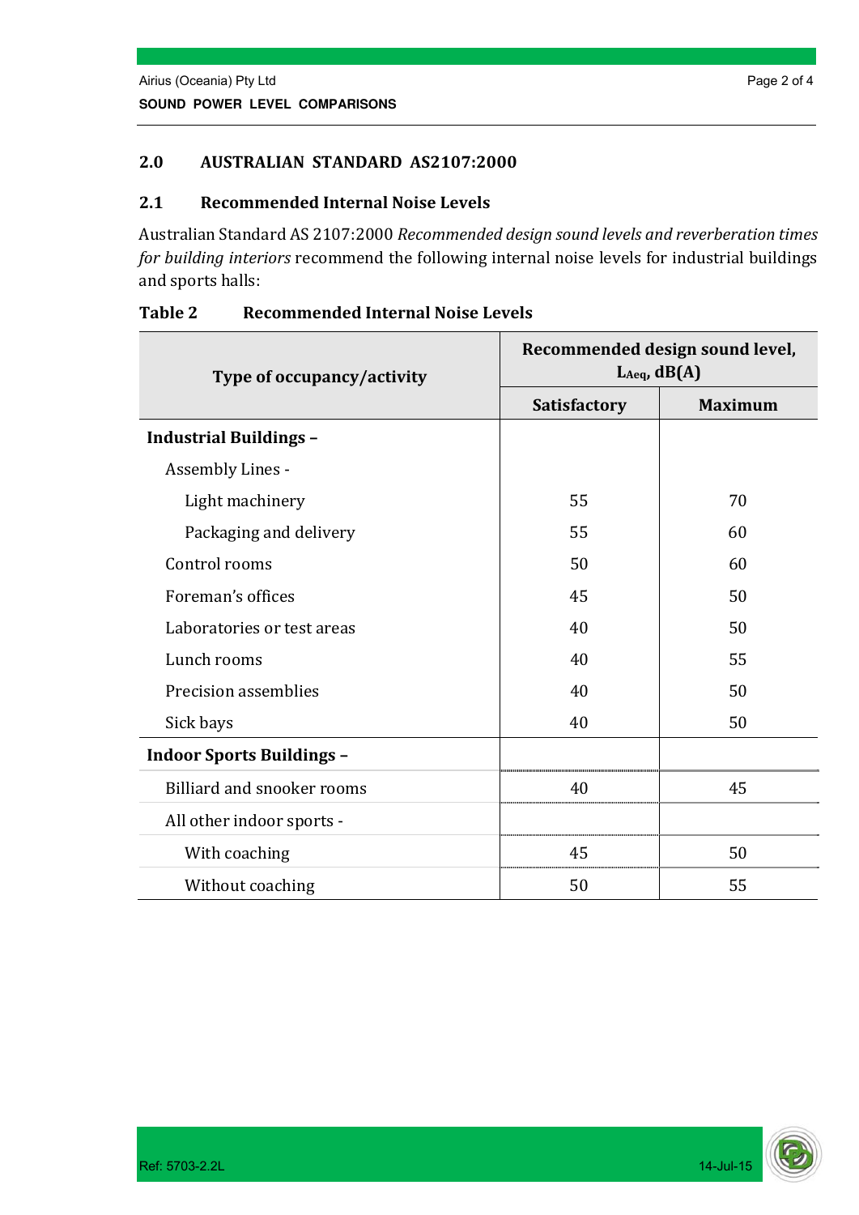## 2.0 AUSTRALIAN STANDARD AS2107:2000

### 2.1 Recommended Internal Noise Levels

Australian Standard AS 2107:2000 *Recommended design sound levels and reverberation times for building interiors* recommend the following internal noise levels for industrial buildings and sports halls:

**Table 2 Recommended Internal Noise Levels**

| Type of occupancy/activity | Recommended design sound level, $L_{Aeq}$, dB(A) | |
|---|---|---|
| | Satisfactory | Maximum |
| **Industrial Buildings –** | | |
| Assembly Lines - | | |
| Light machinery | 55 | 70 |
| Packaging and delivery | 55 | 60 |
| Control rooms | 50 | 60 |
| Foreman's offices | 45 | 50 |
| Laboratories or test areas | 40 | 50 |
| Lunch rooms | 40 | 55 |
| Precision assemblies | 40 | 50 |
| Sick bays | 40 | 50 |
| **Indoor Sports Buildings –** | | |
| Billiard and snooker rooms | 40 | 45 |
| All other indoor sports - | | |
| With coaching | 45 | 50 |
| Without coaching | 50 | 55 |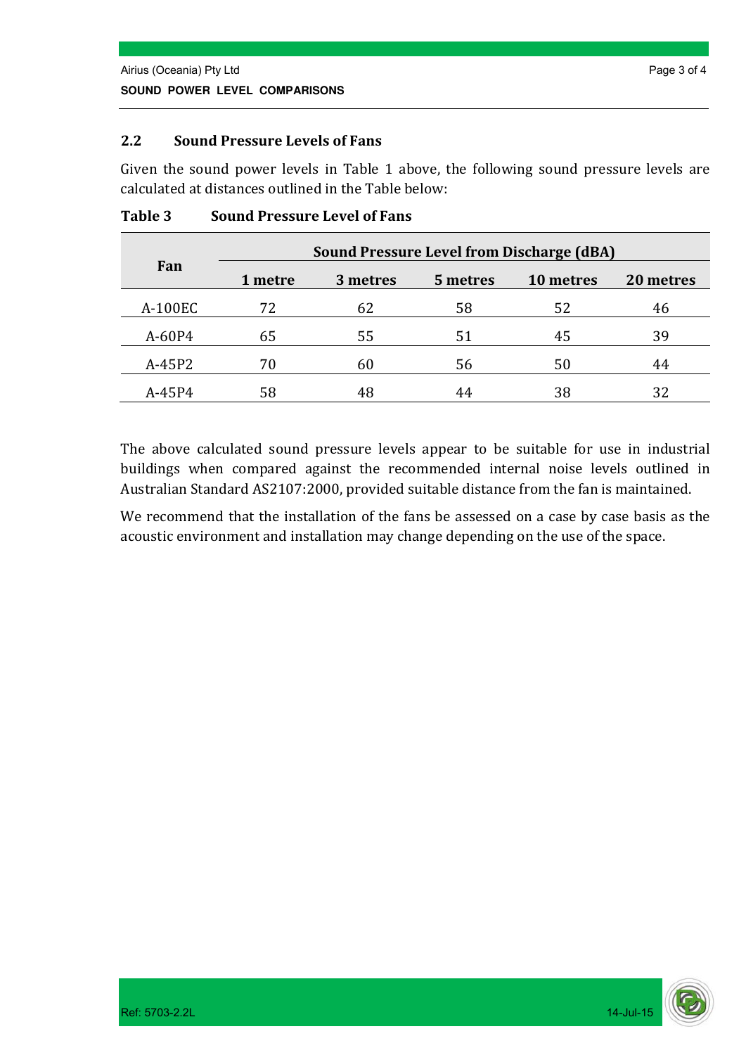## 2.2 Sound Pressure Levels of Fans

Given the sound power levels in Table 1 above, the following sound pressure levels are calculated at distances outlined in the Table below:

**Table 3 Sound Pressure Level of Fans**

| Fan | Sound Pressure Level from Discharge (dBA) | | | | |
|---|---|---|---|---|---|
| | 1 metre | 3 metres | 5 metres | 10 metres | 20 metres |
| A-100EC | 72 | 62 | 58 | 52 | 46 |
| A-60P4 | 65 | 55 | 51 | 45 | 39 |
| A-45P2 | 70 | 60 | 56 | 50 | 44 |
| A-45P4 | 58 | 48 | 44 | 38 | 32 |

The above calculated sound pressure levels appear to be suitable for use in industrial buildings when compared against the recommended internal noise levels outlined in Australian Standard AS2107:2000, provided suitable distance from the fan is maintained.

We recommend that the installation of the fans be assessed on a case by case basis as the acoustic environment and installation may change depending on the use of the space.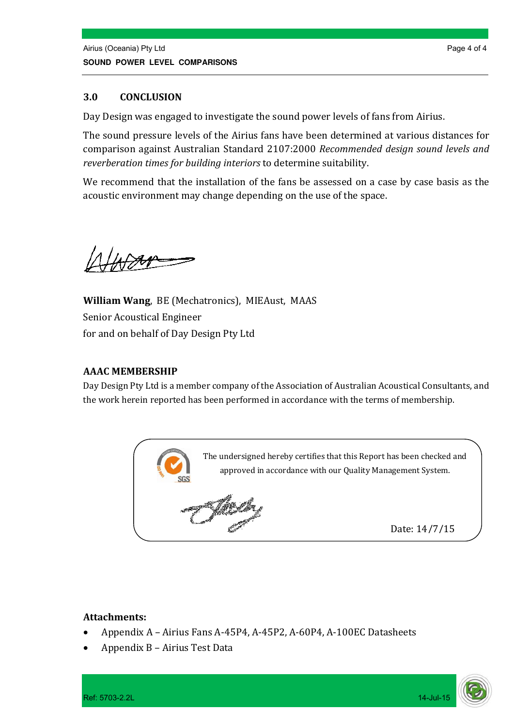## 3.0 CONCLUSION

Day Design was engaged to investigate the sound power levels of fans from Airius.

The sound pressure levels of the Airius fans have been determined at various distances for comparison against Australian Standard 2107:2000 *Recommended design sound levels and reverberation times for building interiors* to determine suitability.

We recommend that the installation of the fans be assessed on a case by case basis as the acoustic environment may change depending on the use of the space.

**William Wang**, BE (Mechatronics), MIEAust, MAAS
Senior Acoustical Engineer
for and on behalf of Day Design Pty Ltd

**AAAC MEMBERSHIP**

Day Design Pty Ltd is a member company of the Association of Australian Acoustical Consultants, and the work herein reported has been performed in accordance with the terms of membership.

The undersigned hereby certifies that this Report has been checked and approved in accordance with our Quality Management System.

Date: 14/7/15

**Attachments:**

- Appendix A – Airius Fans A-45P4, A-45P2, A-60P4, A-100EC Datasheets
- Appendix B – Airius Test Data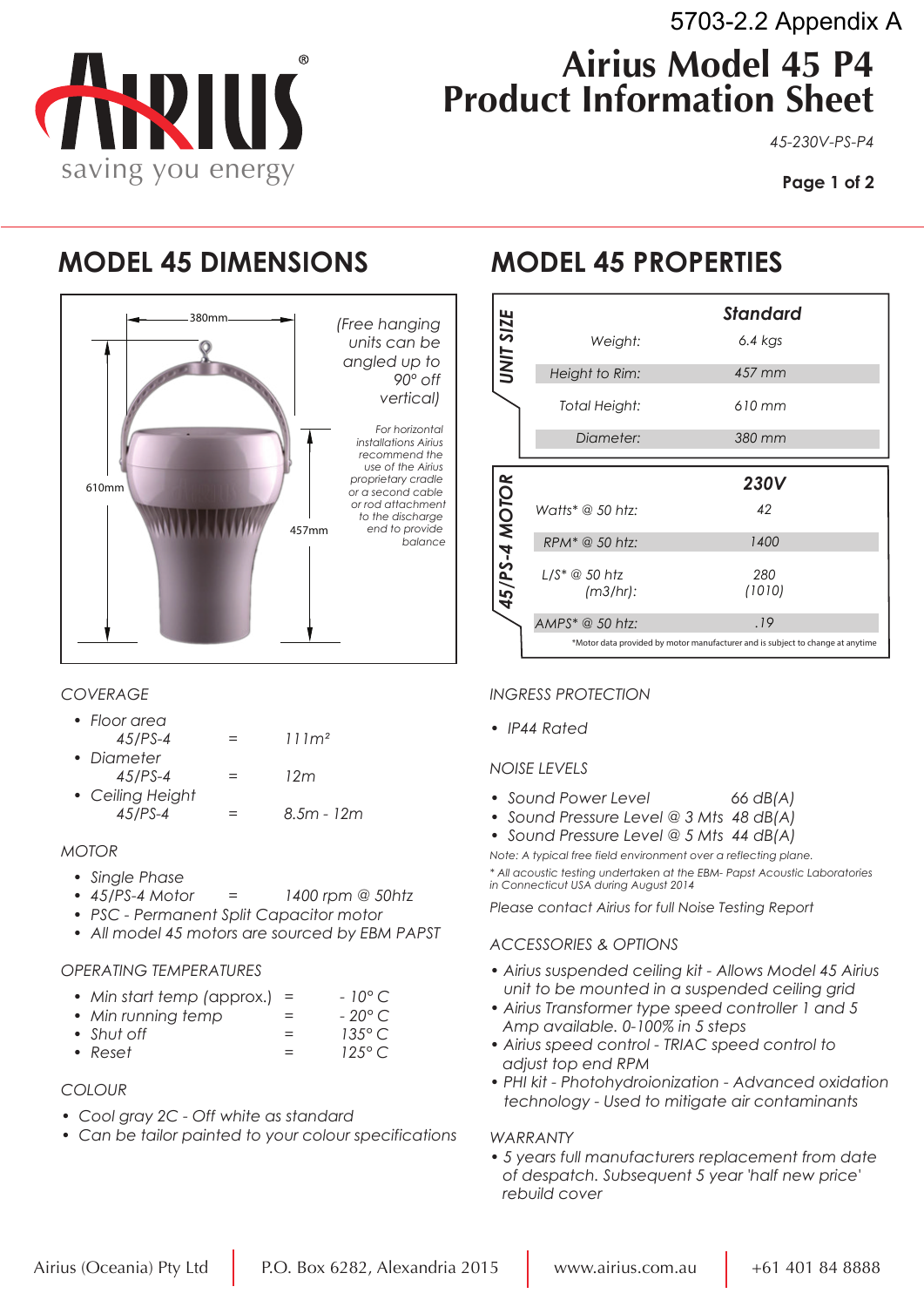5703-2.2 Appendix A

# Airius Model 45 P4 Product Information Sheet

*45-230V-PS-P4*

## MODEL 45 DIMENSIONS

380mm

610mm

457mm

*(Free hanging units can be angled up to 90° off vertical)*

*For horizontal installations Airius recommend the use of the Airius proprietary cradle or a second cable or rod attachment to the discharge end to provide balance*

### COVERAGE

- Floor area
  45/PS-4 = 111m²
- Diameter
  45/PS-4 = 12m
- Ceiling Height
  45/PS-4 = 8.5m - 12m

### MOTOR

- Single Phase
- 45/PS-4 Motor = 1400 rpm @ 50hz
- PSC - Permanent Split Capacitor motor
- All model 45 motors are sourced by EBM PAPST

### OPERATING TEMPERATURES

- Min start temp (approx.) = - 10° C
- Min running temp = - 20° C
- Shut off = 135° C
- Reset = 125° C

### COLOUR

- Cool gray 2C - Off white as standard
- Can be tailor painted to your colour specifications

## MODEL 45 PROPERTIES

| UNIT SIZE | | Standard |
|---|---|---|
| | Weight: | 6.4 kgs |
| | Height to Rim: | 457 mm |
| | Total Height: | 610 mm |
| | Diameter: | 380 mm |

| 45/PS-4 MOTOR | | 230V |
|---|---|---|
| | Watts* @ 50 htz: | 42 |
| | RPM* @ 50 htz: | 1400 |
| | L/S* @ 50 htz (m3/hr): | 280 (1010) |
| | AMPS* @ 50 htz: | .19 |

*Motor data provided by motor manufacturer and is subject to change at anytime

### INGRESS PROTECTION

- IP44 Rated

### NOISE LEVELS

- Sound Power Level 66 dB(A)
- Sound Pressure Level @ 3 Mts 48 dB(A)
- Sound Pressure Level @ 5 Mts 44 dB(A)

Note: A typical free field environment over a reflecting plane.

* All acoustic testing undertaken at the EBM- Papst Acoustic Laboratories in Connecticut USA during August 2014

Please contact Airius for full Noise Testing Report

### ACCESSORIES & OPTIONS

- Airius suspended ceiling kit - Allows Model 45 Airius unit to be mounted in a suspended ceiling grid
- Airius Transformer type speed controller 1 and 5 Amp available. 0-100% in 5 steps
- Airius speed control - TRIAC speed control to adjust top end RPM
- PHI kit - Photohydroionization - Advanced oxidation technology - Used to mitigate air contaminants

### WARRANTY

- 5 years full manufacturers replacement from date of despatch. Subsequent 5 year 'half new price' rebuild cover

Airius (Oceania) Pty Ltd | P.O. Box 6282, Alexandria 2015 | www.airius.com.au | +61 401 84 8888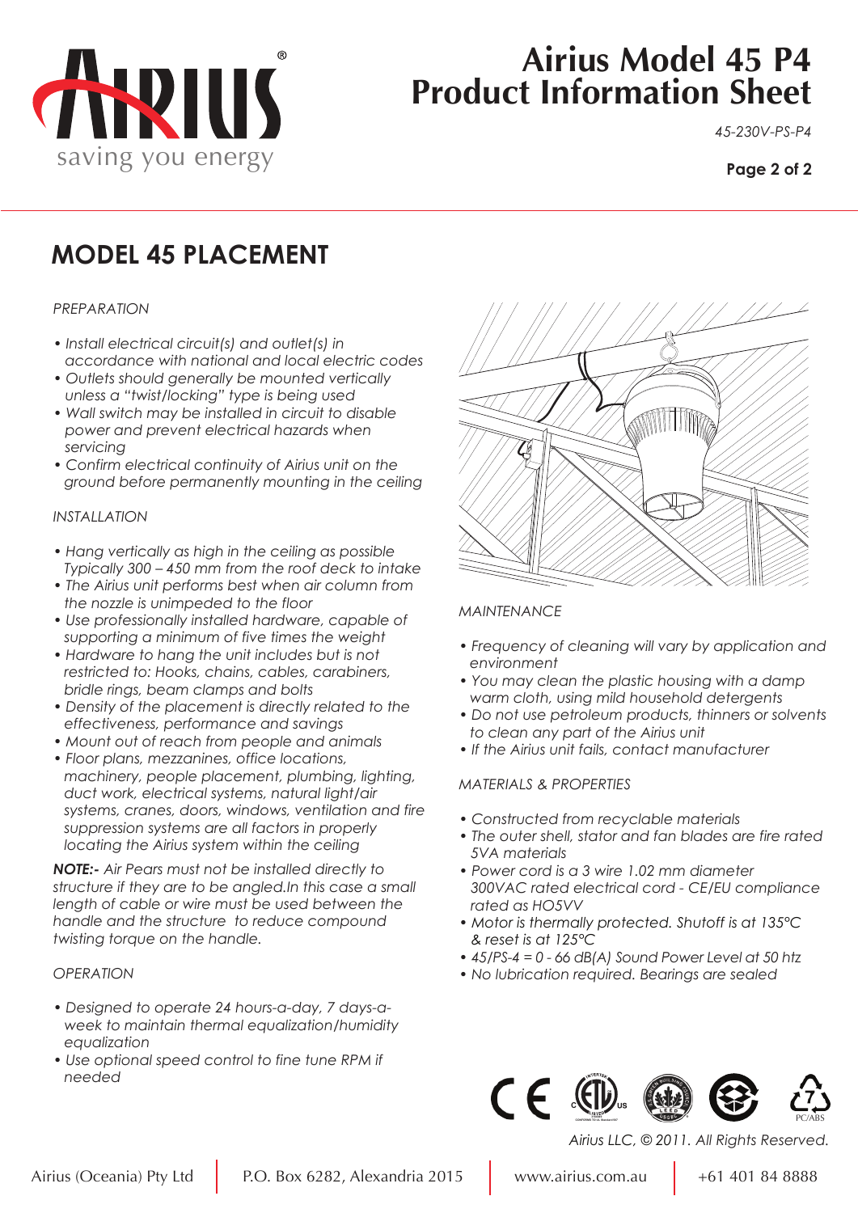# Airius Model 45 P4 Product Information Sheet

*45-230V-PS-P4*

## MODEL 45 PLACEMENT

*PREPARATION*

- *Install electrical circuit(s) and outlet(s) in accordance with national and local electric codes*
- *Outlets should generally be mounted vertically unless a "twist/locking" type is being used*
- *Wall switch may be installed in circuit to disable power and prevent electrical hazards when servicing*
- *Confirm electrical continuity of Airius unit on the ground before permanently mounting in the ceiling*

*INSTALLATION*

- *Hang vertically as high in the ceiling as possible Typically 300 – 450 mm from the roof deck to intake*
- *The Airius unit performs best when air column from the nozzle is unimpeded to the floor*
- *Use professionally installed hardware, capable of supporting a minimum of five times the weight*
- *Hardware to hang the unit includes but is not restricted to: Hooks, chains, cables, carabiners, bridle rings, beam clamps and bolts*
- *Density of the placement is directly related to the effectiveness, performance and savings*
- *Mount out of reach from people and animals*
- *Floor plans, mezzanines, office locations, machinery, people placement, plumbing, lighting, duct work, electrical systems, natural light/air systems, cranes, doors, windows, ventilation and fire suppression systems are all factors in properly locating the Airius system within the ceiling*

***NOTE:-*** *Air Pears must not be installed directly to structure if they are to be angled.In this case a small length of cable or wire must be used between the handle and the structure to reduce compound twisting torque on the handle.*

*OPERATION*

- *Designed to operate 24 hours-a-day, 7 days-a-week to maintain thermal equalization/humidity equalization*
- *Use optional speed control to fine tune RPM if needed*

*MAINTENANCE*

- *Frequency of cleaning will vary by application and environment*
- *You may clean the plastic housing with a damp warm cloth, using mild household detergents*
- *Do not use petroleum products, thinners or solvents to clean any part of the Airius unit*
- *If the Airius unit fails, contact manufacturer*

*MATERIALS & PROPERTIES*

- *Constructed from recyclable materials*
- *The outer shell, stator and fan blades are fire rated 5VA materials*
- *Power cord is a 3 wire 1.02 mm diameter 300VAC rated electrical cord - CE/EU compliance rated as HO5VV*
- *Motor is thermally protected. Shutoff is at 135°C & reset is at 125°C*
- *45/PS-4 = 0 - 66 dB(A) Sound Power Level at 50 htz*
- *No lubrication required. Bearings are sealed*

PC/ABS

*Airius LLC, © 2011. All Rights Reserved.*

Airius (Oceania) Pty Ltd | P.O. Box 6282, Alexandria 2015 | www.airius.com.au | +61 401 84 8888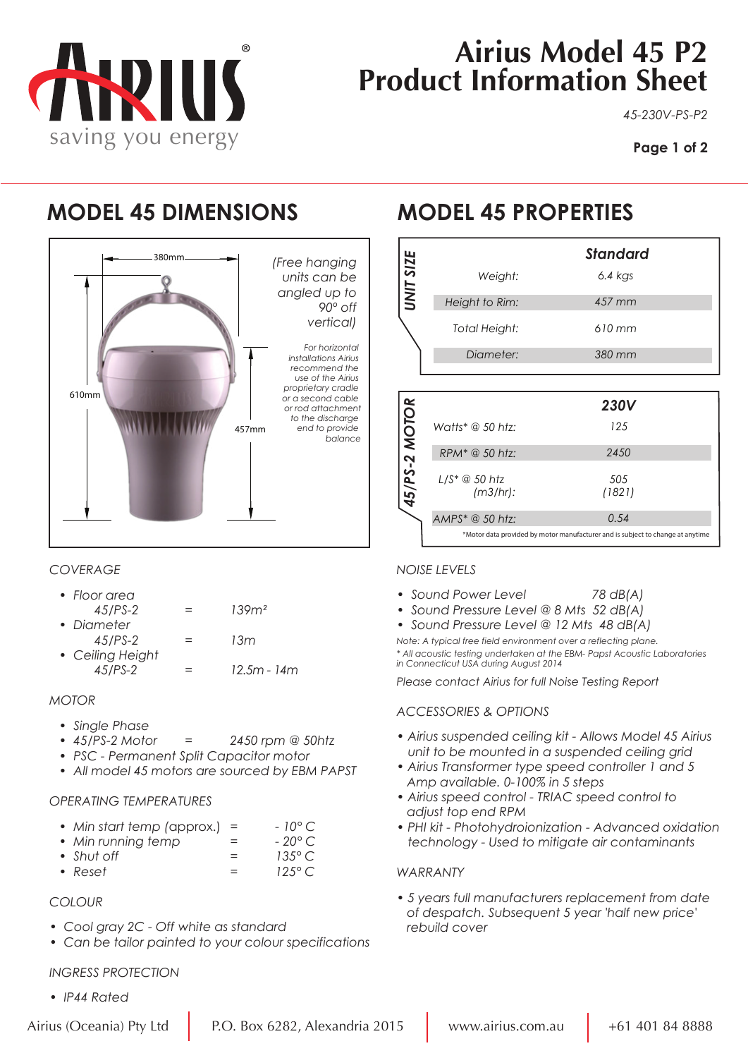# Airius Model 45 P2
# Product Information Sheet

*45-230V-PS-P2*

## MODEL 45 DIMENSIONS

380mm

610mm

457mm

*(Free hanging units can be angled up to 90° off vertical)*

*For horizontal installations Airius recommend the use of the Airius proprietary cradle or a second cable or rod attachment to the discharge end to provide balance*

*COVERAGE*

- *Floor area*
  *45/PS-2 = 139m²*
- *Diameter*
  *45/PS-2 = 13m*
- *Ceiling Height*
  *45/PS-2 = 12.5m - 14m*

*MOTOR*

- *Single Phase*
- *45/PS-2 Motor = 2450 rpm @ 50htz*
- *PSC - Permanent Split Capacitor motor*
- *All model 45 motors are sourced by EBM PAPST*

*OPERATING TEMPERATURES*

- *Min start temp (approx.) = - 10° C*
- *Min running temp = - 20° C*
- *Shut off = 135° C*
- *Reset = 125° C*

*COLOUR*

- *Cool gray 2C - Off white as standard*
- *Can be tailor painted to your colour specifications*

*INGRESS PROTECTION*

- *IP44 Rated*

## MODEL 45 PROPERTIES

**UNIT SIZE**

| | Standard |
|---|---|
| *Weight:* | *6.4 kgs* |
| *Height to Rim:* | *457 mm* |
| *Total Height:* | *610 mm* |
| *Diameter:* | *380 mm* |

**45/PS-2 MOTOR**

| | 230V |
|---|---|
| *Watts\* @ 50 htz:* | *125* |
| *RPM\* @ 50 htz:* | *2450* |
| *L/S\* @ 50 htz (m3/hr):* | *505 (1821)* |
| *AMPS\* @ 50 htz:* | *0.54* |

*\*Motor data provided by motor manufacturer and is subject to change at anytime*

*NOISE LEVELS*

- *Sound Power Level 78 dB(A)*
- *Sound Pressure Level @ 8 Mts 52 dB(A)*
- *Sound Pressure Level @ 12 Mts 48 dB(A)*

*Note: A typical free field environment over a reflecting plane.*
*\* All acoustic testing undertaken at the EBM- Papst Acoustic Laboratories in Connecticut USA during August 2014*

*Please contact Airius for full Noise Testing Report*

*ACCESSORIES & OPTIONS*

- *Airius suspended ceiling kit - Allows Model 45 Airius unit to be mounted in a suspended ceiling grid*
- *Airius Transformer type speed controller 1 and 5 Amp available. 0-100% in 5 steps*
- *Airius speed control - TRIAC speed control to adjust top end RPM*
- *PHI kit - Photohydroionization - Advanced oxidation technology - Used to mitigate air contaminants*

*WARRANTY*

- *5 years full manufacturers replacement from date of despatch. Subsequent 5 year 'half new price' rebuild cover*

Airius (Oceania) Pty Ltd | P.O. Box 6282, Alexandria 2015 | www.airius.com.au | +61 401 84 8888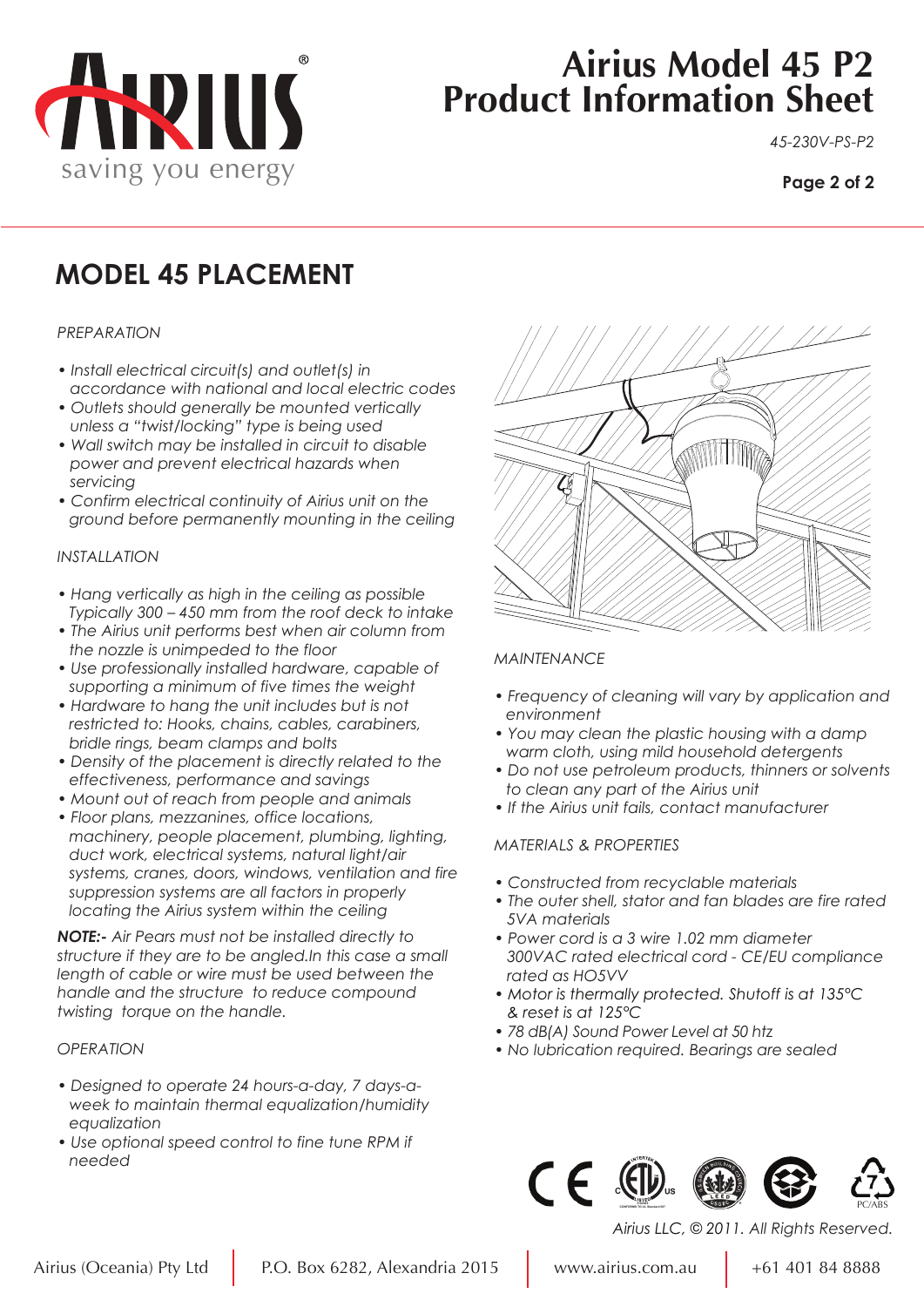# Airius Model 45 P2 Product Information Sheet

*45-230V-PS-P2*

## MODEL 45 PLACEMENT

*PREPARATION*

- *Install electrical circuit(s) and outlet(s) in accordance with national and local electric codes*
- *Outlets should generally be mounted vertically unless a "twist/locking" type is being used*
- *Wall switch may be installed in circuit to disable power and prevent electrical hazards when servicing*
- *Confirm electrical continuity of Airius unit on the ground before permanently mounting in the ceiling*

*INSTALLATION*

- *Hang vertically as high in the ceiling as possible Typically 300 – 450 mm from the roof deck to intake*
- *The Airius unit performs best when air column from the nozzle is unimpeded to the floor*
- *Use professionally installed hardware, capable of supporting a minimum of five times the weight*
- *Hardware to hang the unit includes but is not restricted to: Hooks, chains, cables, carabiners, bridle rings, beam clamps and bolts*
- *Density of the placement is directly related to the effectiveness, performance and savings*
- *Mount out of reach from people and animals*
- *Floor plans, mezzanines, office locations, machinery, people placement, plumbing, lighting, duct work, electrical systems, natural light/air systems, cranes, doors, windows, ventilation and fire suppression systems are all factors in properly locating the Airius system within the ceiling*

***NOTE:-*** *Air Pears must not be installed directly to structure if they are to be angled.In this case a small length of cable or wire must be used between the handle and the structure to reduce compound twisting torque on the handle.*

*OPERATION*

- *Designed to operate 24 hours-a-day, 7 days-a-week to maintain thermal equalization/humidity equalization*
- *Use optional speed control to fine tune RPM if needed*

*MAINTENANCE*

- *Frequency of cleaning will vary by application and environment*
- *You may clean the plastic housing with a damp warm cloth, using mild household detergents*
- *Do not use petroleum products, thinners or solvents to clean any part of the Airius unit*
- *If the Airius unit fails, contact manufacturer*

*MATERIALS & PROPERTIES*

- *Constructed from recyclable materials*
- *The outer shell, stator and fan blades are fire rated 5VA materials*
- *Power cord is a 3 wire 1.02 mm diameter 300VAC rated electrical cord - CE/EU compliance rated as HO5VV*
- *Motor is thermally protected. Shutoff is at 135°C & reset is at 125°C*
- *78 dB(A) Sound Power Level at 50 htz*
- *No lubrication required. Bearings are sealed*

PC/ABS

*Airius LLC, © 2011. All Rights Reserved.*

Airius (Oceania) Pty Ltd | P.O. Box 6282, Alexandria 2015 | www.airius.com.au | +61 401 84 8888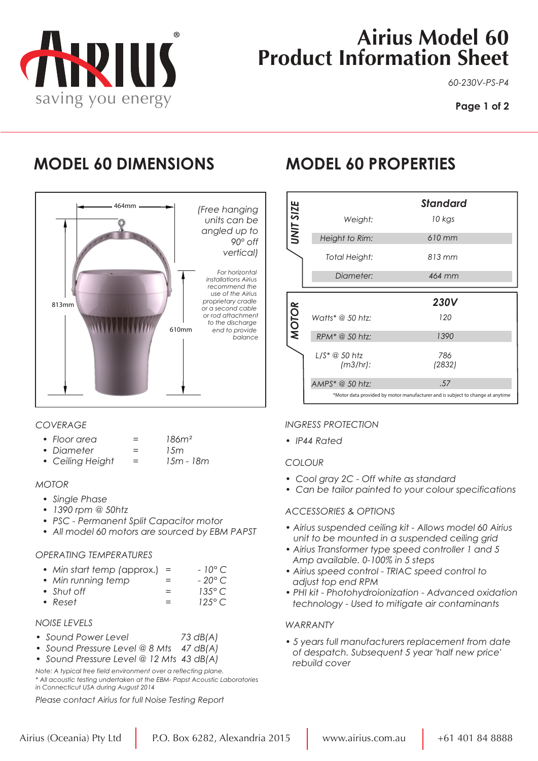# Airius Model 60
# Product Information Sheet

60-230V-PS-P4

## MODEL 60 DIMENSIONS

464mm

813mm

610mm

(Free hanging units can be angled up to 90° off vertical)

For horizontal installations Airius recommend the use of the Airius proprietary cradle or a second cable or rod attachment to the discharge end to provide balance

### COVERAGE

- Floor area = 186m²
- Diameter = 15m
- Ceiling Height = 15m - 18m

### MOTOR

- Single Phase
- 1390 rpm @ 50htz
- PSC - Permanent Split Capacitor motor
- All model 60 motors are sourced by EBM PAPST

### OPERATING TEMPERATURES

- Min start temp (approx.) = - 10° C
- Min running temp = - 20° C
- Shut off = 135° C
- Reset = 125° C

### NOISE LEVELS

- Sound Power Level 73 dB(A)
- Sound Pressure Level @ 8 Mts 47 dB(A)
- Sound Pressure Level @ 12 Mts 43 dB(A)

Note: A typical free field environment over a reflecting plane.
* All acoustic testing undertaken at the EBM- Papst Acoustic Laboratories in Connecticut USA during August 2014

Please contact Airius for full Noise Testing Report

## MODEL 60 PROPERTIES

| UNIT SIZE | | Standard |
|---|---|---|
| | Weight: | 10 kgs |
| | Height to Rim: | 610 mm |
| | Total Height: | 813 mm |
| | Diameter: | 464 mm |

| MOTOR | | 230V |
|---|---|---|
| | Watts* @ 50 htz: | 120 |
| | RPM* @ 50 htz: | 1390 |
| | L/S* @ 50 htz (m3/hr): | 786 (2832) |
| | AMPS* @ 50 htz: | .57 |

*Motor data provided by motor manufacturer and is subject to change at anytime

### INGRESS PROTECTION

- IP44 Rated

### COLOUR

- Cool gray 2C - Off white as standard
- Can be tailor painted to your colour specifications

### ACCESSORIES & OPTIONS

- Airius suspended ceiling kit - Allows model 60 Airius unit to be mounted in a suspended ceiling grid
- Airius Transformer type speed controller 1 and 5 Amp available. 0-100% in 5 steps
- Airius speed control - TRIAC speed control to adjust top end RPM
- PHI kit - Photohydroionization - Advanced oxidation technology - Used to mitigate air contaminants

### WARRANTY

- 5 years full manufacturers replacement from date of despatch. Subsequent 5 year 'half new price' rebuild cover

Airius (Oceania) Pty Ltd | P.O. Box 6282, Alexandria 2015 | www.airius.com.au | +61 401 84 8888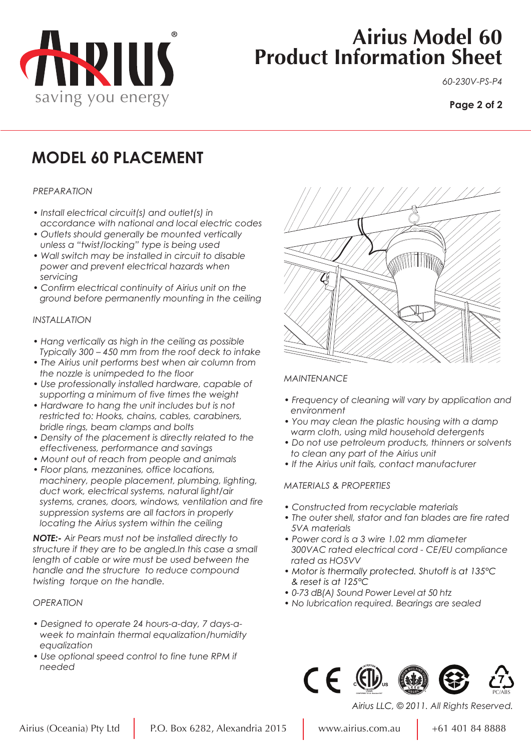# Airius Model 60 Product Information Sheet

*60-230V-PS-P4*

## MODEL 60 PLACEMENT

*PREPARATION*

- *Install electrical circuit(s) and outlet(s) in accordance with national and local electric codes*
- *Outlets should generally be mounted vertically unless a "twist/locking" type is being used*
- *Wall switch may be installed in circuit to disable power and prevent electrical hazards when servicing*
- *Confirm electrical continuity of Airius unit on the ground before permanently mounting in the ceiling*

*INSTALLATION*

- *Hang vertically as high in the ceiling as possible Typically 300 – 450 mm from the roof deck to intake*
- *The Airius unit performs best when air column from the nozzle is unimpeded to the floor*
- *Use professionally installed hardware, capable of supporting a minimum of five times the weight*
- *Hardware to hang the unit includes but is not restricted to: Hooks, chains, cables, carabiners, bridle rings, beam clamps and bolts*
- *Density of the placement is directly related to the effectiveness, performance and savings*
- *Mount out of reach from people and animals*
- *Floor plans, mezzanines, office locations, machinery, people placement, plumbing, lighting, duct work, electrical systems, natural light/air systems, cranes, doors, windows, ventilation and fire suppression systems are all factors in properly locating the Airius system within the ceiling*

***NOTE:-*** *Air Pears must not be installed directly to structure if they are to be angled.In this case a small length of cable or wire must be used between the handle and the structure to reduce compound twisting torque on the handle.*

*OPERATION*

- *Designed to operate 24 hours-a-day, 7 days-a-week to maintain thermal equalization/humidity equalization*
- *Use optional speed control to fine tune RPM if needed*

*MAINTENANCE*

- *Frequency of cleaning will vary by application and environment*
- *You may clean the plastic housing with a damp warm cloth, using mild household detergents*
- *Do not use petroleum products, thinners or solvents to clean any part of the Airius unit*
- *If the Airius unit fails, contact manufacturer*

*MATERIALS & PROPERTIES*

- *Constructed from recyclable materials*
- *The outer shell, stator and fan blades are fire rated 5VA materials*
- *Power cord is a 3 wire 1.02 mm diameter 300VAC rated electrical cord - CE/EU compliance rated as HO5VV*
- *Motor is thermally protected. Shutoff is at 135°C & reset is at 125°C*
- *0-73 dB(A) Sound Power Level at 50 htz*
- *No lubrication required. Bearings are sealed*

PC/ABS

*Airius LLC, © 2011. All Rights Reserved.*

Airius (Oceania) Pty Ltd | P.O. Box 6282, Alexandria 2015 | www.airius.com.au | +61 401 84 8888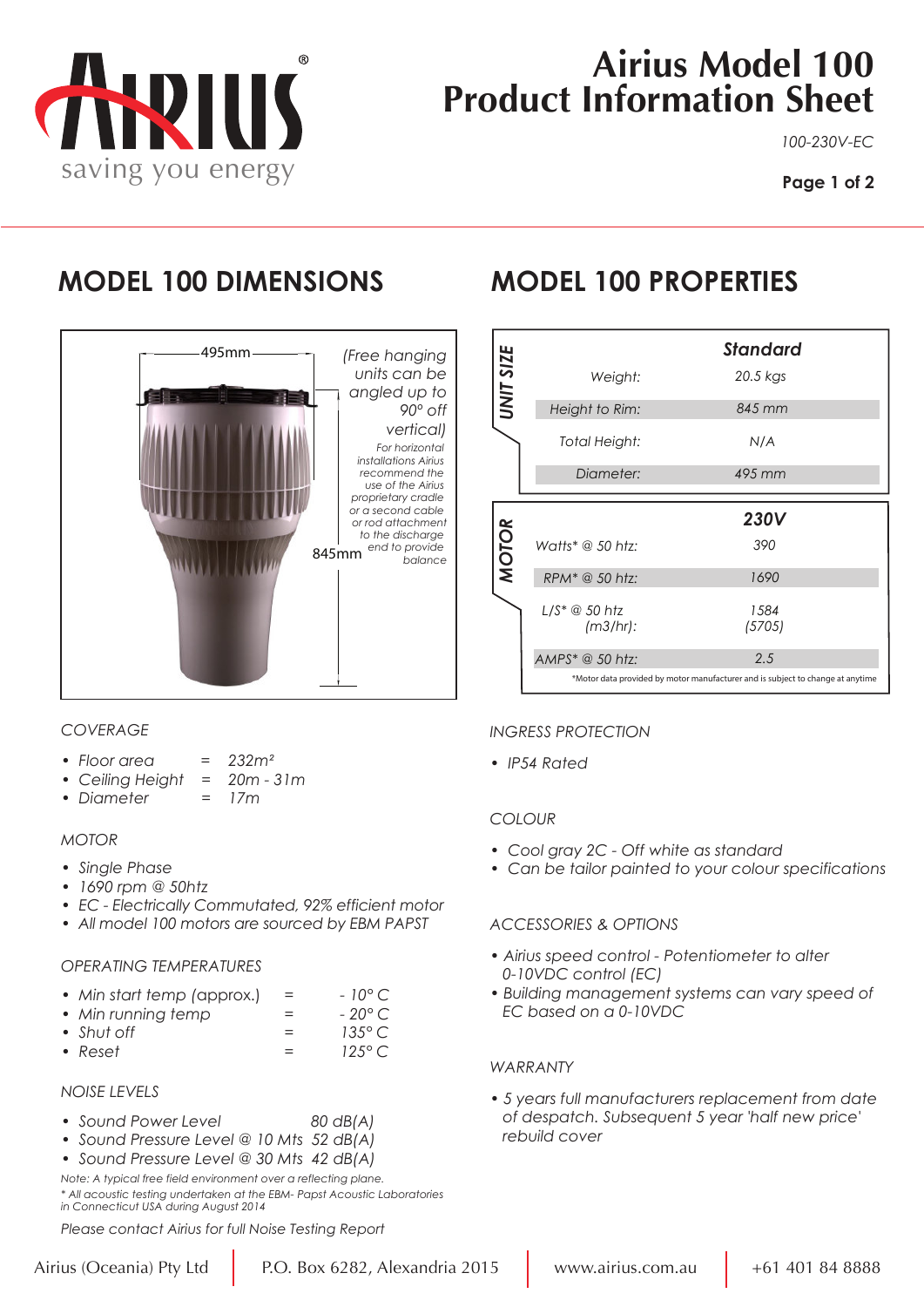# Airius Model 100 Product Information Sheet

*100-230V-EC*

**Page 1 of 2**

## MODEL 100 DIMENSIONS

495mm

845mm

*(Free hanging units can be angled up to 90° off vertical)*

*For horizontal installations Airius recommend the use of the Airius proprietary cradle or a second cable or rod attachment to the discharge end to provide balance*

### COVERAGE

- *Floor area = 232m²*
- *Ceiling Height = 20m - 31m*
- *Diameter = 17m*

### MOTOR

- *Single Phase*
- *1690 rpm @ 50htz*
- *EC - Electrically Commutated, 92% efficient motor*
- *All model 100 motors are sourced by EBM PAPST*

### OPERATING TEMPERATURES

- *Min start temp (approx.) = - 10° C*
- *Min running temp = - 20° C*
- *Shut off = 135° C*
- *Reset = 125° C*

### NOISE LEVELS

- *Sound Power Level 80 dB(A)*
- *Sound Pressure Level @ 10 Mts 52 dB(A)*
- *Sound Pressure Level @ 30 Mts 42 dB(A)*

*Note: A typical free field environment over a reflecting plane.*

*\* All acoustic testing undertaken at the EBM- Papst Acoustic Laboratories in Connecticut USA during August 2014*

*Please contact Airius for full Noise Testing Report*

## MODEL 100 PROPERTIES

| UNIT SIZE | | **Standard** |
|---|---|---|
| | Weight: | 20.5 kgs |
| | Height to Rim: | 845 mm |
| | Total Height: | N/A |
| | Diameter: | 495 mm |

| MOTOR | | **230V** |
|---|---|---|
| | Watts* @ 50 htz: | 390 |
| | RPM* @ 50 htz: | 1690 |
| | L/S* @ 50 htz (m3/hr): | 1584 (5705) |
| | AMPS* @ 50 htz: | 2.5 |

*Motor data provided by motor manufacturer and is subject to change at anytime

### INGRESS PROTECTION

- *IP54 Rated*

### COLOUR

- *Cool gray 2C - Off white as standard*
- *Can be tailor painted to your colour specifications*

### ACCESSORIES & OPTIONS

- *Airius speed control - Potentiometer to alter 0-10VDC control (EC)*
- *Building management systems can vary speed of EC based on a 0-10VDC*

### WARRANTY

- *5 years full manufacturers replacement from date of despatch. Subsequent 5 year 'half new price' rebuild cover*

Airius (Oceania) Pty Ltd | P.O. Box 6282, Alexandria 2015 | www.airius.com.au | +61 401 84 8888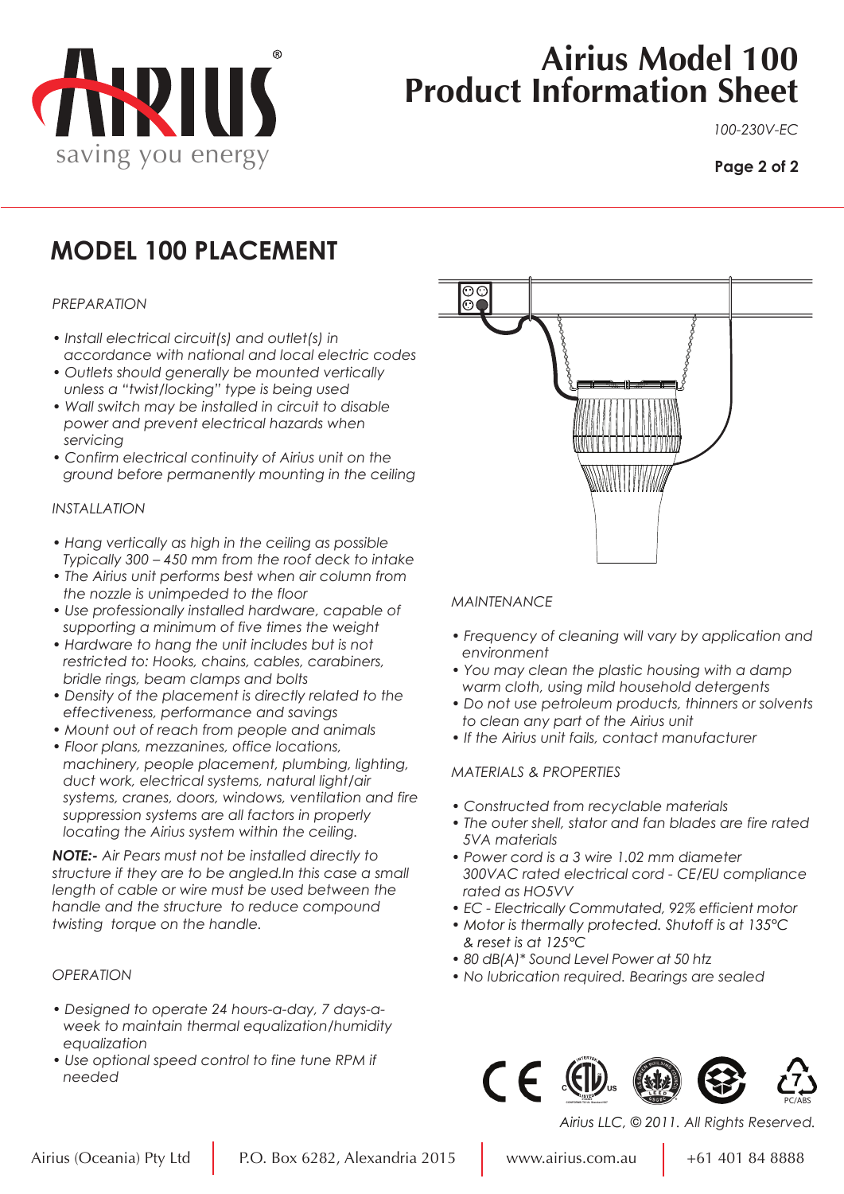# Airius Model 100 Product Information Sheet

*100-230V-EC*

## MODEL 100 PLACEMENT

*PREPARATION*

- *Install electrical circuit(s) and outlet(s) in accordance with national and local electric codes*
- *Outlets should generally be mounted vertically unless a "twist/locking" type is being used*
- *Wall switch may be installed in circuit to disable power and prevent electrical hazards when servicing*
- *Confirm electrical continuity of Airius unit on the ground before permanently mounting in the ceiling*

*INSTALLATION*

- *Hang vertically as high in the ceiling as possible Typically 300 – 450 mm from the roof deck to intake*
- *The Airius unit performs best when air column from the nozzle is unimpeded to the floor*
- *Use professionally installed hardware, capable of supporting a minimum of five times the weight*
- *Hardware to hang the unit includes but is not restricted to: Hooks, chains, cables, carabiners, bridle rings, beam clamps and bolts*
- *Density of the placement is directly related to the effectiveness, performance and savings*
- *Mount out of reach from people and animals*
- *Floor plans, mezzanines, office locations, machinery, people placement, plumbing, lighting, duct work, electrical systems, natural light/air systems, cranes, doors, windows, ventilation and fire suppression systems are all factors in properly locating the Airius system within the ceiling.*

***NOTE:-*** *Air Pears must not be installed directly to structure if they are to be angled.In this case a small length of cable or wire must be used between the handle and the structure to reduce compound twisting torque on the handle.*

*OPERATION*

- *Designed to operate 24 hours-a-day, 7 days-a-week to maintain thermal equalization/humidity equalization*
- *Use optional speed control to fine tune RPM if needed*

*MAINTENANCE*

- *Frequency of cleaning will vary by application and environment*
- *You may clean the plastic housing with a damp warm cloth, using mild household detergents*
- *Do not use petroleum products, thinners or solvents to clean any part of the Airius unit*
- *If the Airius unit fails, contact manufacturer*

*MATERIALS & PROPERTIES*

- *Constructed from recyclable materials*
- *The outer shell, stator and fan blades are fire rated 5VA materials*
- *Power cord is a 3 wire 1.02 mm diameter 300VAC rated electrical cord - CE/EU compliance rated as HO5VV*
- *EC - Electrically Commutated, 92% efficient motor*
- *Motor is thermally protected. Shutoff is at 135°C & reset is at 125°C*
- *80 dB(A)* Sound Level Power at 50 htz*
- *No lubrication required. Bearings are sealed*

PC/ABS

*Airius LLC, © 2011. All Rights Reserved.*

Airius (Oceania) Pty Ltd | P.O. Box 6282, Alexandria 2015 | www.airius.com.au | +61 401 84 8888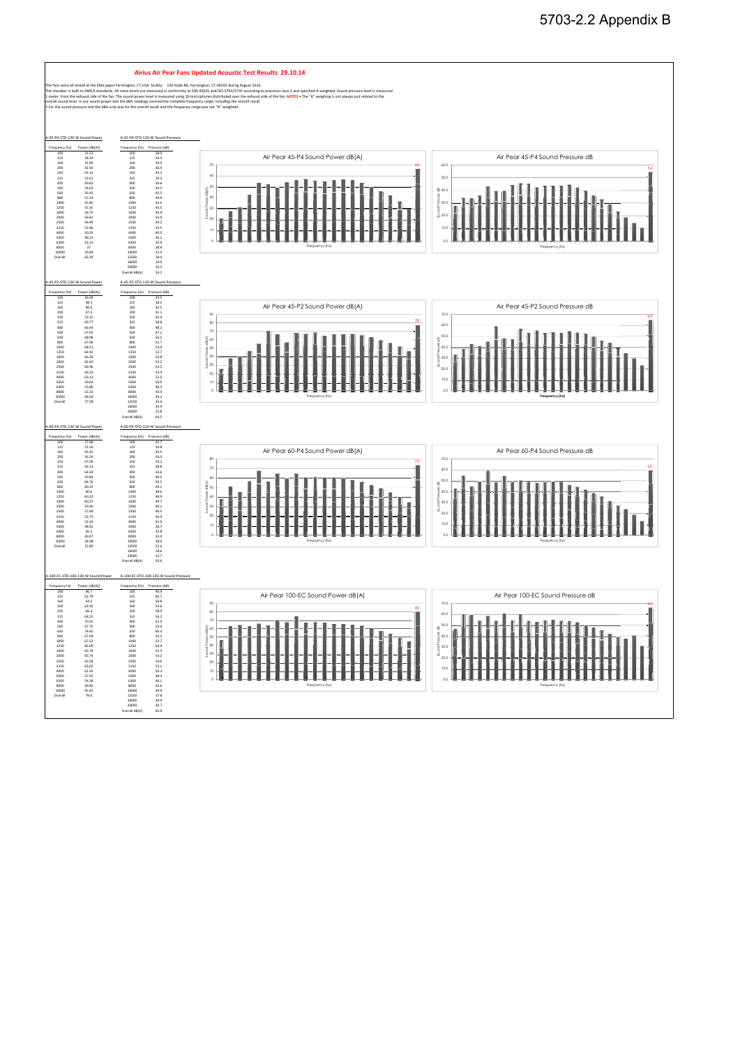# 5703-2.2 Appendix B

## Airius Air Pear Fans Updated Acoustic Test Results 29.10.14

The fans were all tested at the Ebm-papst Farmington, CT,USA facility: 100 Hyde Rd, Farmington, CT 06032 during August 2014.
The chamber is built to AMCA standards. All noise levels are measured in conformity to DIN 45635 and ISO 3744/3745 according to precision class 2 and specified A-weighted. Sound pressure level is measured 1 meter from the exhaust side of the fan. The sound power level is measured using 10 microphones distributed over the exhaust side of the fan. **NOTES** • The "A" weighing is not always just related to the overall sound level. In our sound power test the dBA readings covered the complete frequency range, including the overall result.
• For the sound pressure test the dBA only was for the overall result and the frequency range was not "A" weighted.

### A-45-P4-STD-120-W Sound Power

| Frequency (hz) | Power (dB(A)) |
|---|---|
| 100 | 21.02 |
| 125 | 28.34 |
| 160 | 31.89 |
| 200 | 42.92 |
| 250 | 54.14 |
| 315 | 52.61 |
| 400 | 49.82 |
| 500 | 54.63 |
| 630 | 56.42 |
| 800 | 57.14 |
| 1000 | 55.85 |
| 1250 | 55.35 |
| 1600 | 56.75 |
| 2000 | 56.81 |
| 2500 | 56.49 |
| 3150 | 53.96 |
| 4000 | 50.35 |
| 5000 | 46.31 |
| 6300 | 42.21 |
| 8000 | 37 |
| 10000 | 29.89 |
| Overall | 66.39 |

### A-45-P4-STD-120-W Sound Pressure

| Frequency (hz) | Pressure (dB) |
|---|---|
| 100 | 28.0 |
| 125 | 34.5 |
| 160 | 34.0 |
| 200 | 36.4 |
| 250 | 43.3 |
| 315 | 39.3 |
| 400 | 39.6 |
| 500 | 44.5 |
| 630 | 45.3 |
| 800 | 44.9 |
| 1000 | 42.6 |
| 1250 | 43.5 |
| 1600 | 43.9 |
| 2000 | 43.9 |
| 2500 | 44.2 |
| 3150 | 42.5 |
| 4000 | 40.0 |
| 5000 | 36.1 |
| 6300 | 32.9 |
| 8000 | 28.8 |
| 10000 | 23.4 |
| 12500 | 18.4 |
| 16000 | 14.0 |
| 20000 | 10.2 |
| Overall dB(A) | 54.1 |

Air Pear 45-P4 Sound Power dB(A)
Sound Power dB(A)
Frequency (hz)
66

Air Pear 45-P4 Sound Pressure dB
Sound Pressure dB
Frequency (hz)
54

### A-45-P2-STD-120-W Sound Power

| Frequency (hz) | Power (dB(A)) |
|---|---|
| 100 | 26.04 |
| 125 | 38.3 |
| 160 | 40.6 |
| 200 | 47.3 |
| 250 | 55.55 |
| 315 | 69.77 |
| 400 | 66.44 |
| 500 | 57.05 |
| 630 | 68.08 |
| 800 | 67.06 |
| 1000 | 68.51 |
| 1250 | 64.93 |
| 1600 | 66.29 |
| 2000 | 66.44 |
| 2500 | 66.96 |
| 3150 | 65.53 |
| 4000 | 63.13 |
| 5000 | 59.64 |
| 6300 | 55.86 |
| 8000 | 52.23 |
| 10000 | 46.59 |
| Overall | 77.58 |

### A-45-P2-STD-120-W Sound Pressure

| Frequency (hz) | Pressure (dB) |
|---|---|
| 100 | 33.5 |
| 125 | 38.5 |
| 160 | 42.5 |
| 200 | 41.1 |
| 250 | 45.4 |
| 315 | 58.8 |
| 400 | 48.1 |
| 500 | 47.1 |
| 630 | 56.5 |
| 800 | 52.7 |
| 1000 | 55.0 |
| 1250 | 52.7 |
| 1600 | 53.8 |
| 2000 | 53.2 |
| 2500 | 54.2 |
| 3150 | 53.4 |
| 4000 | 52.6 |
| 5000 | 50.0 |
| 6300 | 46.1 |
| 8000 | 43.9 |
| 10000 | 39.3 |
| 12500 | 34.6 |
| 16000 | 29.4 |
| 20000 | 22.8 |
| Overall dB(A) | 64.5 |

Air Pear 45-P2 Sound Power dB(A)
Sound Power dB(A)
Frequency (hz)
78

Air Pear 45-P2 Sound Pressure dB
Sound Pressure dB
Frequency (hz)
64

### A-60-P4-STD-120-W Sound Power

| Frequency (hz) | Power (dB(A)) |
|---|---|
| 100 | 37.06 |
| 125 | 51.16 |
| 160 | 45.42 |
| 200 | 56.59 |
| 250 | 67.09 |
| 315 | 56.13 |
| 400 | 64.59 |
| 500 | 59.83 |
| 630 | 64.76 |
| 800 | 60.23 |
| 1000 | 60.6 |
| 1250 | 60.23 |
| 1600 | 60.27 |
| 2000 | 59.46 |
| 2500 | 57.69 |
| 3150 | 55.75 |
| 4000 | 52.34 |
| 5000 | 48.92 |
| 6300 | 45.2 |
| 8000 | 40.47 |
| 10000 | 34.98 |
| Overall | 72.89 |

### A-60-P4-STD-120-W Sound Pressure

| Frequency (hz) | Pressure (dB) |
|---|---|
| 100 | 42.7 |
| 125 | 54.8 |
| 160 | 45.5 |
| 200 | 50.0 |
| 250 | 59.2 |
| 315 | 48.8 |
| 400 | 54.6 |
| 500 | 49.5 |
| 630 | 50.5 |
| 800 | 49.1 |
| 1000 | 48.6 |
| 1250 | 48.9 |
| 1600 | 49.7 |
| 2000 | 49.1 |
| 2500 | 46.5 |
| 3150 | 44.9 |
| 4000 | 41.9 |
| 5000 | 38.7 |
| 6300 | 35.8 |
| 8000 | 32.0 |
| 10000 | 28.0 |
| 12500 | 23.4 |
| 16000 | 18.6 |
| 20000 | 12.7 |
| Overall dB(A) | 59.6 |

Air Pear 60-P4 Sound Power dB(A)
Sound Power dB(A)
Frequency (hz)
73

Air Pear 60-P4 Sound Pressure dB
Sound Pressure dB
Frequency (hz)
60

### A-100-EC-STD-100-130-W Sound Power

| Frequency (hz) | Power (dB(A)) |
|---|---|
| 100 | 46.7 |
| 125 | 62.78 |
| 160 | 64.5 |
| 200 | 62.93 |
| 250 | 66.3 |
| 315 | 64.25 |
| 400 | 70.55 |
| 500 | 67.75 |
| 630 | 74.65 |
| 800 | 67.04 |
| 1000 | 67.53 |
| 1250 | 66.99 |
| 1600 | 65.79 |
| 2000 | 65.74 |
| 2500 | 65.04 |
| 3150 | 63.65 |
| 4000 | 61.24 |
| 5000 | 57.92 |
| 6300 | 54.38 |
| 8000 | 49.85 |
| 10000 | 45.45 |
| Overall | 79.6 |

### A-100-EC-STD-100-130-W Sound Pressure

| Frequency (hz) | Pressure (dB) |
|---|---|
| 100 | 46.9 |
| 125 | 60.7 |
| 160 | 59.8 |
| 200 | 59.6 |
| 250 | 58.9 |
| 315 | 54.2 |
| 400 | 61.0 |
| 500 | 54.9 |
| 630 | 60.4 |
| 800 | 54.2 |
| 1000 | 53.7 |
| 1250 | 54.9 |
| 1600 | 55.5 |
| 2000 | 54.2 |
| 2500 | 54.0 |
| 3150 | 53.1 |
| 4000 | 50.3 |
| 5000 | 48.3 |
| 6300 | 46.1 |
| 8000 | 42.6 |
| 10000 | 39.9 |
| 12500 | 37.8 |
| 16000 | 39.9 |
| 20000 | 30.7 |
| Overall dB(A) | 65.9 |

Air Pear 100-EC Sound Power dB(A)
Sound Power dB(A)
Frequency (hz)
80

Air Pear 100-EC Sound Pressure dB
Sound Pressure dB
Frequency (hz)
66